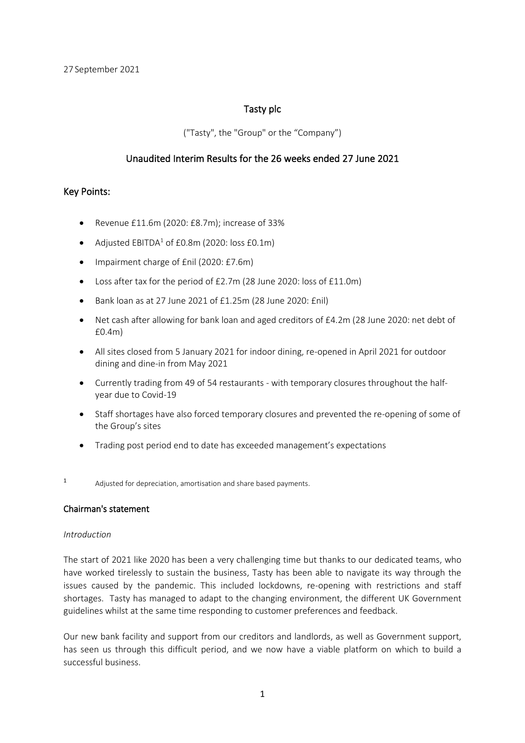27 September 2021

# Tasty plc

("Tasty", the "Group" or the "Company")

## Unaudited Interim Results for the 26 weeks ended 27 June 2021

## Key Points:

- Revenue £11.6m (2020: £8.7m); increase of 33%
- Adjusted EBITDA[1] of £0.8m (2020: loss £0.1m)
- Impairment charge of £nil (2020: £7.6m)
- Loss after tax for the period of £2.7m (28 June 2020: loss of £11.0m)
- Bank loan as at 27 June 2021 of £1.25m (28 June 2020: £nil)
- Net cash after allowing for bank loan and aged creditors of £4.2m (28 June 2020: net debt of £0.4m)
- All sites closed from 5 January 2021 for indoor dining, re-opened in April 2021 for outdoor dining and dine-in from May 2021
- Currently trading from 49 of 54 restaurants - with temporary closures throughout the half-year due to Covid-19
- Staff shortages have also forced temporary closures and prevented the re-opening of some of the Group's sites
- Trading post period end to date has exceeded management's expectations

[1] Adjusted for depreciation, amortisation and share based payments.

## Chairman's statement

*Introduction*

The start of 2021 like 2020 has been a very challenging time but thanks to our dedicated teams, who have worked tirelessly to sustain the business, Tasty has been able to navigate its way through the issues caused by the pandemic. This included lockdowns, re-opening with restrictions and staff shortages. Tasty has managed to adapt to the changing environment, the different UK Government guidelines whilst at the same time responding to customer preferences and feedback.

Our new bank facility and support from our creditors and landlords, as well as Government support, has seen us through this difficult period, and we now have a viable platform on which to build a successful business.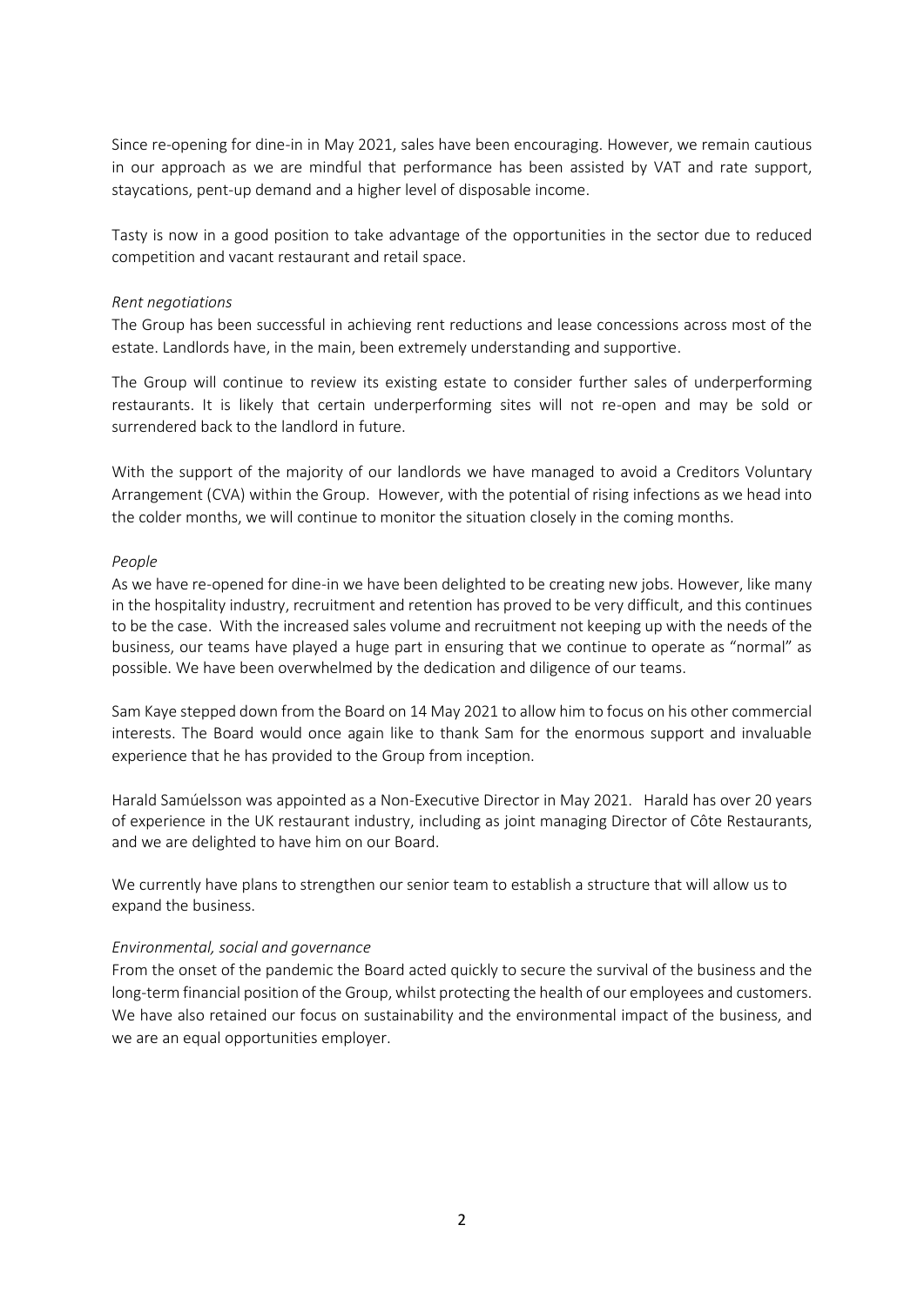Since re-opening for dine-in in May 2021, sales have been encouraging. However, we remain cautious in our approach as we are mindful that performance has been assisted by VAT and rate support, staycations, pent-up demand and a higher level of disposable income.

Tasty is now in a good position to take advantage of the opportunities in the sector due to reduced competition and vacant restaurant and retail space.

*Rent negotiations*

The Group has been successful in achieving rent reductions and lease concessions across most of the estate. Landlords have, in the main, been extremely understanding and supportive.

The Group will continue to review its existing estate to consider further sales of underperforming restaurants. It is likely that certain underperforming sites will not re-open and may be sold or surrendered back to the landlord in future.

With the support of the majority of our landlords we have managed to avoid a Creditors Voluntary Arrangement (CVA) within the Group. However, with the potential of rising infections as we head into the colder months, we will continue to monitor the situation closely in the coming months.

*People*

As we have re-opened for dine-in we have been delighted to be creating new jobs. However, like many in the hospitality industry, recruitment and retention has proved to be very difficult, and this continues to be the case. With the increased sales volume and recruitment not keeping up with the needs of the business, our teams have played a huge part in ensuring that we continue to operate as "normal" as possible. We have been overwhelmed by the dedication and diligence of our teams.

Sam Kaye stepped down from the Board on 14 May 2021 to allow him to focus on his other commercial interests. The Board would once again like to thank Sam for the enormous support and invaluable experience that he has provided to the Group from inception.

Harald Samúelsson was appointed as a Non-Executive Director in May 2021. Harald has over 20 years of experience in the UK restaurant industry, including as joint managing Director of Côte Restaurants, and we are delighted to have him on our Board.

We currently have plans to strengthen our senior team to establish a structure that will allow us to expand the business.

*Environmental, social and governance*

From the onset of the pandemic the Board acted quickly to secure the survival of the business and the long-term financial position of the Group, whilst protecting the health of our employees and customers. We have also retained our focus on sustainability and the environmental impact of the business, and we are an equal opportunities employer.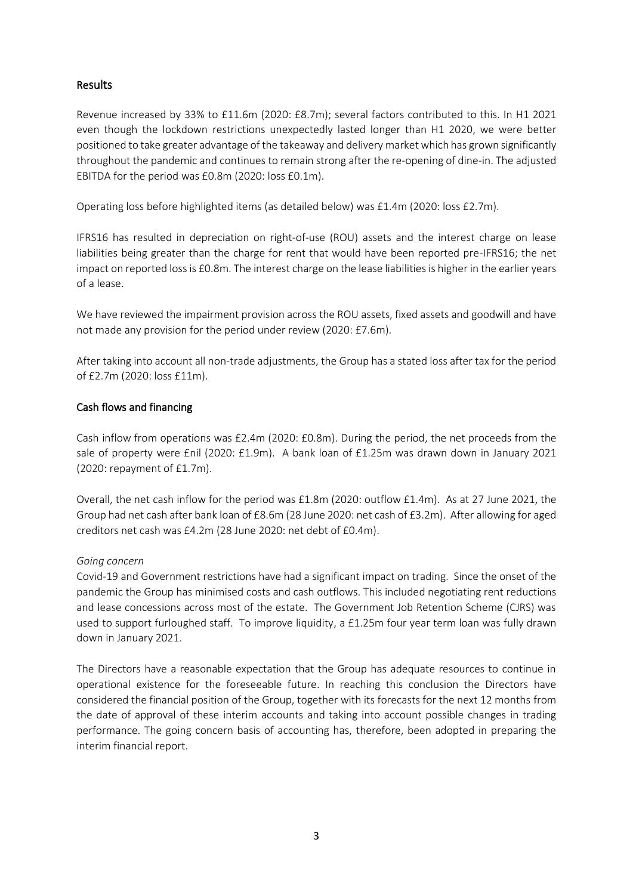## Results

Revenue increased by 33% to £11.6m (2020: £8.7m); several factors contributed to this. In H1 2021 even though the lockdown restrictions unexpectedly lasted longer than H1 2020, we were better positioned to take greater advantage of the takeaway and delivery market which has grown significantly throughout the pandemic and continues to remain strong after the re-opening of dine-in. The adjusted EBITDA for the period was £0.8m (2020: loss £0.1m).

Operating loss before highlighted items (as detailed below) was £1.4m (2020: loss £2.7m).

IFRS16 has resulted in depreciation on right-of-use (ROU) assets and the interest charge on lease liabilities being greater than the charge for rent that would have been reported pre-IFRS16; the net impact on reported loss is £0.8m. The interest charge on the lease liabilities is higher in the earlier years of a lease.

We have reviewed the impairment provision across the ROU assets, fixed assets and goodwill and have not made any provision for the period under review (2020: £7.6m).

After taking into account all non-trade adjustments, the Group has a stated loss after tax for the period of £2.7m (2020: loss £11m).

## Cash flows and financing

Cash inflow from operations was £2.4m (2020: £0.8m). During the period, the net proceeds from the sale of property were £nil (2020: £1.9m). A bank loan of £1.25m was drawn down in January 2021 (2020: repayment of £1.7m).

Overall, the net cash inflow for the period was £1.8m (2020: outflow £1.4m). As at 27 June 2021, the Group had net cash after bank loan of £8.6m (28 June 2020: net cash of £3.2m). After allowing for aged creditors net cash was £4.2m (28 June 2020: net debt of £0.4m).

*Going concern*

Covid-19 and Government restrictions have had a significant impact on trading. Since the onset of the pandemic the Group has minimised costs and cash outflows. This included negotiating rent reductions and lease concessions across most of the estate. The Government Job Retention Scheme (CJRS) was used to support furloughed staff. To improve liquidity, a £1.25m four year term loan was fully drawn down in January 2021.

The Directors have a reasonable expectation that the Group has adequate resources to continue in operational existence for the foreseeable future. In reaching this conclusion the Directors have considered the financial position of the Group, together with its forecasts for the next 12 months from the date of approval of these interim accounts and taking into account possible changes in trading performance. The going concern basis of accounting has, therefore, been adopted in preparing the interim financial report.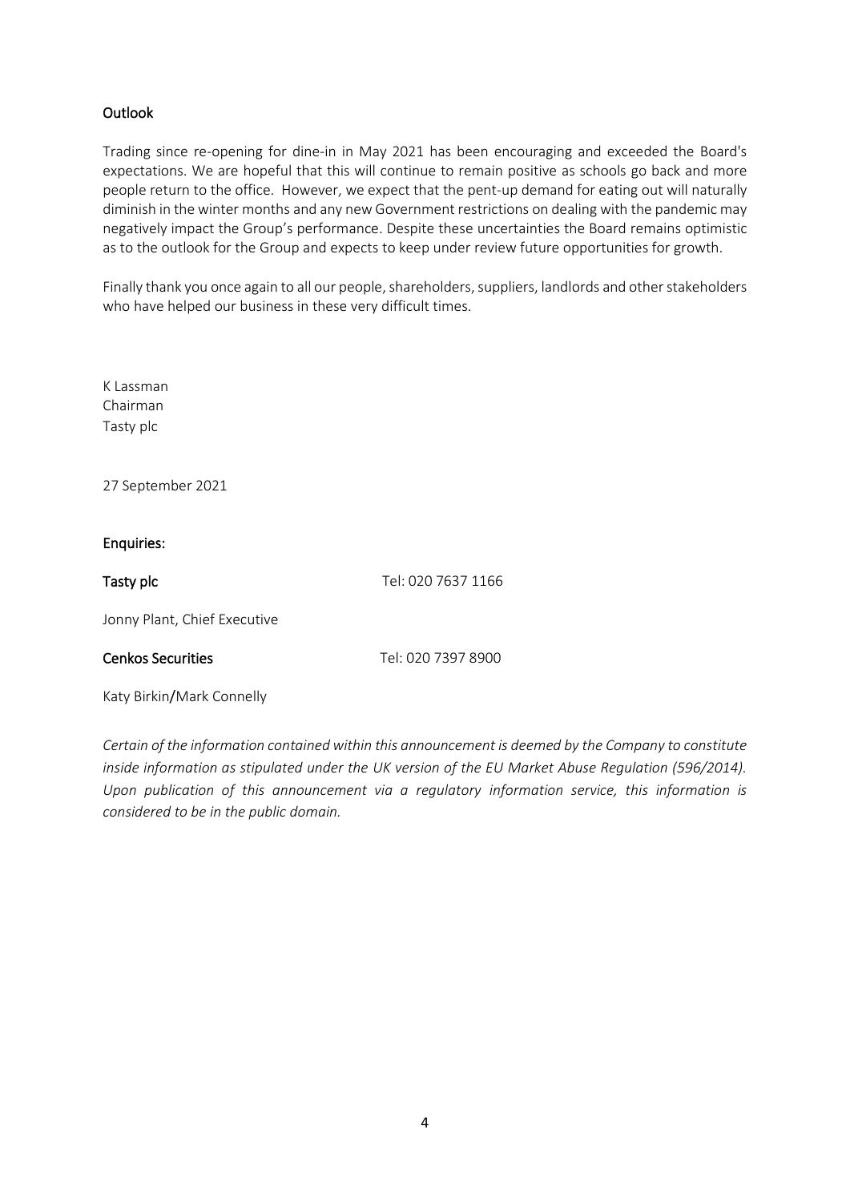## Outlook

Trading since re-opening for dine-in in May 2021 has been encouraging and exceeded the Board's expectations. We are hopeful that this will continue to remain positive as schools go back and more people return to the office. However, we expect that the pent-up demand for eating out will naturally diminish in the winter months and any new Government restrictions on dealing with the pandemic may negatively impact the Group's performance. Despite these uncertainties the Board remains optimistic as to the outlook for the Group and expects to keep under review future opportunities for growth.

Finally thank you once again to all our people, shareholders, suppliers, landlords and other stakeholders who have helped our business in these very difficult times.

K Lassman
Chairman
Tasty plc

27 September 2021

**Enquiries:**

**Tasty plc** Tel: 020 7637 1166

Jonny Plant, Chief Executive

**Cenkos Securities** Tel: 020 7397 8900

Katy Birkin/Mark Connelly

*Certain of the information contained within this announcement is deemed by the Company to constitute inside information as stipulated under the UK version of the EU Market Abuse Regulation (596/2014). Upon publication of this announcement via a regulatory information service, this information is considered to be in the public domain.*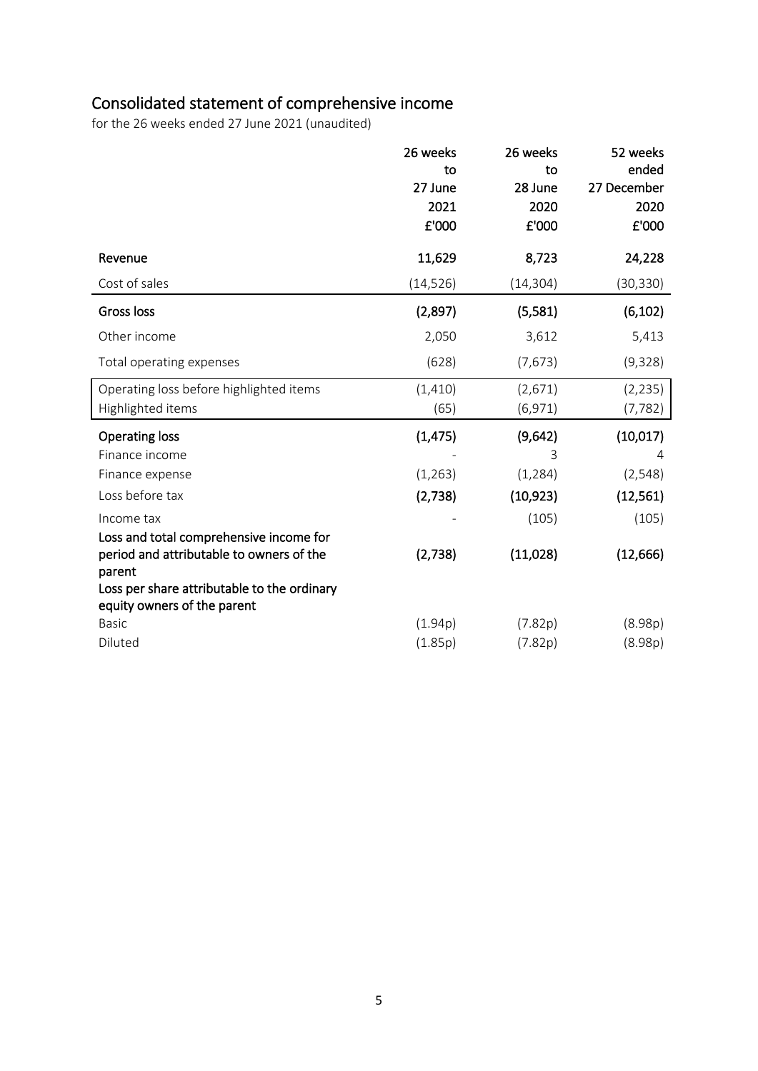## Consolidated statement of comprehensive income

for the 26 weeks ended 27 June 2021 (unaudited)

| | 26 weeks to 27 June 2021 £'000 | 26 weeks to 28 June 2020 £'000 | 52 weeks ended 27 December 2020 £'000 |
|---|---|---|---|
| **Revenue** | **11,629** | **8,723** | **24,228** |
| Cost of sales | (14,526) | (14,304) | (30,330) |
| **Gross loss** | **(2,897)** | **(5,581)** | **(6,102)** |
| Other income | 2,050 | 3,612 | 5,413 |
| Total operating expenses | (628) | (7,673) | (9,328) |
| Operating loss before highlighted items | (1,410) | (2,671) | (2,235) |
| Highlighted items | (65) | (6,971) | (7,782) |
| **Operating loss** | **(1,475)** | **(9,642)** | **(10,017)** |
| Finance income | - | 3 | 4 |
| Finance expense | (1,263) | (1,284) | (2,548) |
| Loss before tax | **(2,738)** | **(10,923)** | **(12,561)** |
| Income tax | - | (105) | (105) |
| **Loss and total comprehensive income for period and attributable to owners of the parent** | **(2,738)** | **(11,028)** | **(12,666)** |
| **Loss per share attributable to the ordinary equity owners of the parent** | | | |
| Basic | (1.94p) | (7.82p) | (8.98p) |
| Diluted | (1.85p) | (7.82p) | (8.98p) |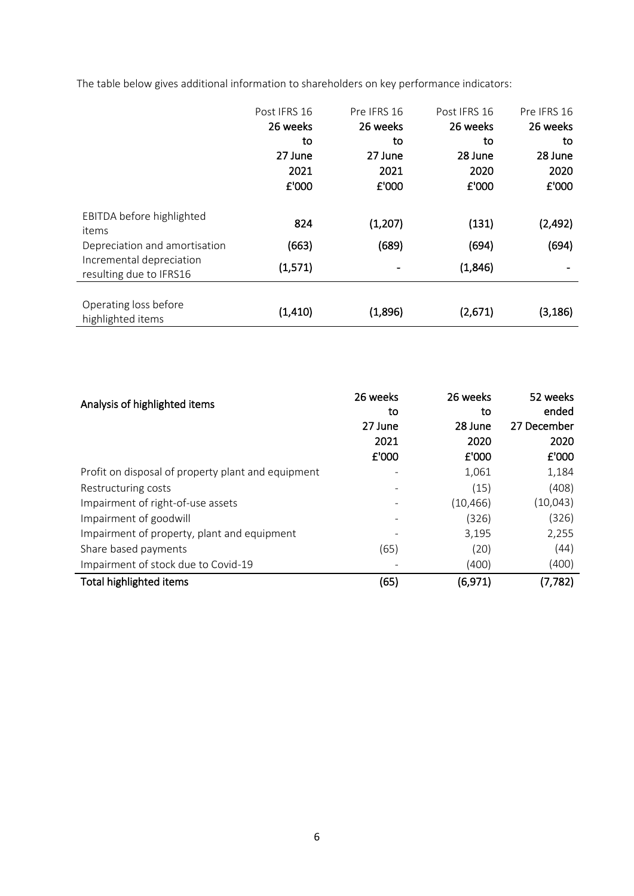The table below gives additional information to shareholders on key performance indicators:

| | Post IFRS 16 26 weeks to 27 June 2021 £'000 | Pre IFRS 16 26 weeks to 27 June 2021 £'000 | Post IFRS 16 26 weeks to 28 June 2020 £'000 | Pre IFRS 16 26 weeks to 28 June 2020 £'000 |
|---|---|---|---|---|
| EBITDA before highlighted items | 824 | (1,207) | (131) | (2,492) |
| Depreciation and amortisation | (663) | (689) | (694) | (694) |
| Incremental depreciation resulting due to IFRS16 | (1,571) | - | (1,846) | - |
| Operating loss before highlighted items | (1,410) | (1,896) | (2,671) | (3,186) |

| Analysis of highlighted items | 26 weeks to 27 June 2021 £'000 | 26 weeks to 28 June 2020 £'000 | 52 weeks ended 27 December 2020 £'000 |
|---|---|---|---|
| Profit on disposal of property plant and equipment | - | 1,061 | 1,184 |
| Restructuring costs | - | (15) | (408) |
| Impairment of right-of-use assets | - | (10,466) | (10,043) |
| Impairment of goodwill | - | (326) | (326) |
| Impairment of property, plant and equipment | - | 3,195 | 2,255 |
| Share based payments | (65) | (20) | (44) |
| Impairment of stock due to Covid-19 | - | (400) | (400) |
| **Total highlighted items** | **(65)** | **(6,971)** | **(7,782)** |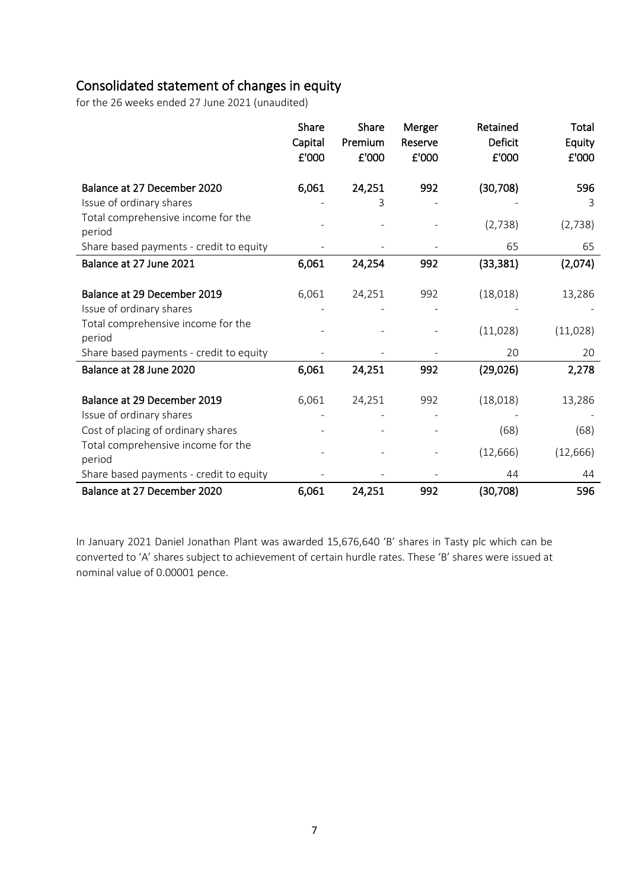# Consolidated statement of changes in equity

for the 26 weeks ended 27 June 2021 (unaudited)

| | Share Capital £'000 | Share Premium £'000 | Merger Reserve £'000 | Retained Deficit £'000 | Total Equity £'000 |
|---|---|---|---|---|---|
| **Balance at 27 December 2020** | **6,061** | **24,251** | **992** | **(30,708)** | **596** |
| Issue of ordinary shares | - | 3 | - | - | 3 |
| Total comprehensive income for the period | - | - | - | (2,738) | (2,738) |
| Share based payments - credit to equity | - | - | - | 65 | 65 |
| **Balance at 27 June 2021** | **6,061** | **24,254** | **992** | **(33,381)** | **(2,074)** |
| | | | | | |
| **Balance at 29 December 2019** | 6,061 | 24,251 | 992 | (18,018) | 13,286 |
| Issue of ordinary shares | - | - | - | - | - |
| Total comprehensive income for the period | - | - | - | (11,028) | (11,028) |
| Share based payments - credit to equity | - | - | - | 20 | 20 |
| **Balance at 28 June 2020** | **6,061** | **24,251** | **992** | **(29,026)** | **2,278** |
| | | | | | |
| **Balance at 29 December 2019** | 6,061 | 24,251 | 992 | (18,018) | 13,286 |
| Issue of ordinary shares | - | - | - | - | - |
| Cost of placing of ordinary shares | - | - | - | (68) | (68) |
| Total comprehensive income for the period | - | - | - | (12,666) | (12,666) |
| Share based payments - credit to equity | - | - | - | 44 | 44 |
| **Balance at 27 December 2020** | **6,061** | **24,251** | **992** | **(30,708)** | **596** |

In January 2021 Daniel Jonathan Plant was awarded 15,676,640 'B' shares in Tasty plc which can be converted to 'A' shares subject to achievement of certain hurdle rates. These 'B' shares were issued at nominal value of 0.00001 pence.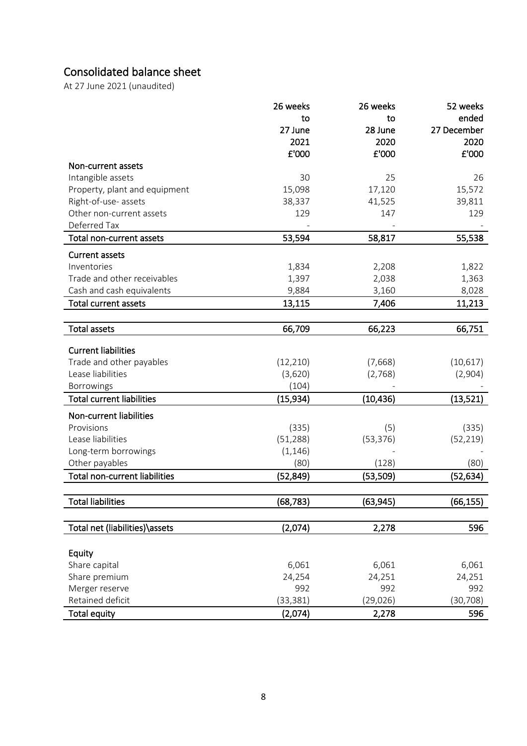## Consolidated balance sheet

At 27 June 2021 (unaudited)

| | 26 weeks to 27 June 2021 £'000 | 26 weeks to 28 June 2020 £'000 | 52 weeks ended 27 December 2020 £'000 |
|---|---|---|---|
| **Non-current assets** | | | |
| Intangible assets | 30 | 25 | 26 |
| Property, plant and equipment | 15,098 | 17,120 | 15,572 |
| Right-of-use- assets | 38,337 | 41,525 | 39,811 |
| Other non-current assets | 129 | 147 | 129 |
| Deferred Tax | - | - | - |
| **Total non-current assets** | **53,594** | **58,817** | **55,538** |
| **Current assets** | | | |
| Inventories | 1,834 | 2,208 | 1,822 |
| Trade and other receivables | 1,397 | 2,038 | 1,363 |
| Cash and cash equivalents | 9,884 | 3,160 | 8,028 |
| **Total current assets** | **13,115** | **7,406** | **11,213** |
| **Total assets** | **66,709** | **66,223** | **66,751** |
| **Current liabilities** | | | |
| Trade and other payables | (12,210) | (7,668) | (10,617) |
| Lease liabilities | (3,620) | (2,768) | (2,904) |
| Borrowings | (104) | - | - |
| **Total current liabilities** | **(15,934)** | **(10,436)** | **(13,521)** |
| **Non-current liabilities** | | | |
| Provisions | (335) | (5) | (335) |
| Lease liabilities | (51,288) | (53,376) | (52,219) |
| Long-term borrowings | (1,146) | - | - |
| Other payables | (80) | (128) | (80) |
| **Total non-current liabilities** | **(52,849)** | **(53,509)** | **(52,634)** |
| **Total liabilities** | **(68,783)** | **(63,945)** | **(66,155)** |
| **Total net (liabilities)\assets** | **(2,074)** | **2,278** | **596** |
| **Equity** | | | |
| Share capital | 6,061 | 6,061 | 6,061 |
| Share premium | 24,254 | 24,251 | 24,251 |
| Merger reserve | 992 | 992 | 992 |
| Retained deficit | (33,381) | (29,026) | (30,708) |
| **Total equity** | **(2,074)** | **2,278** | **596** |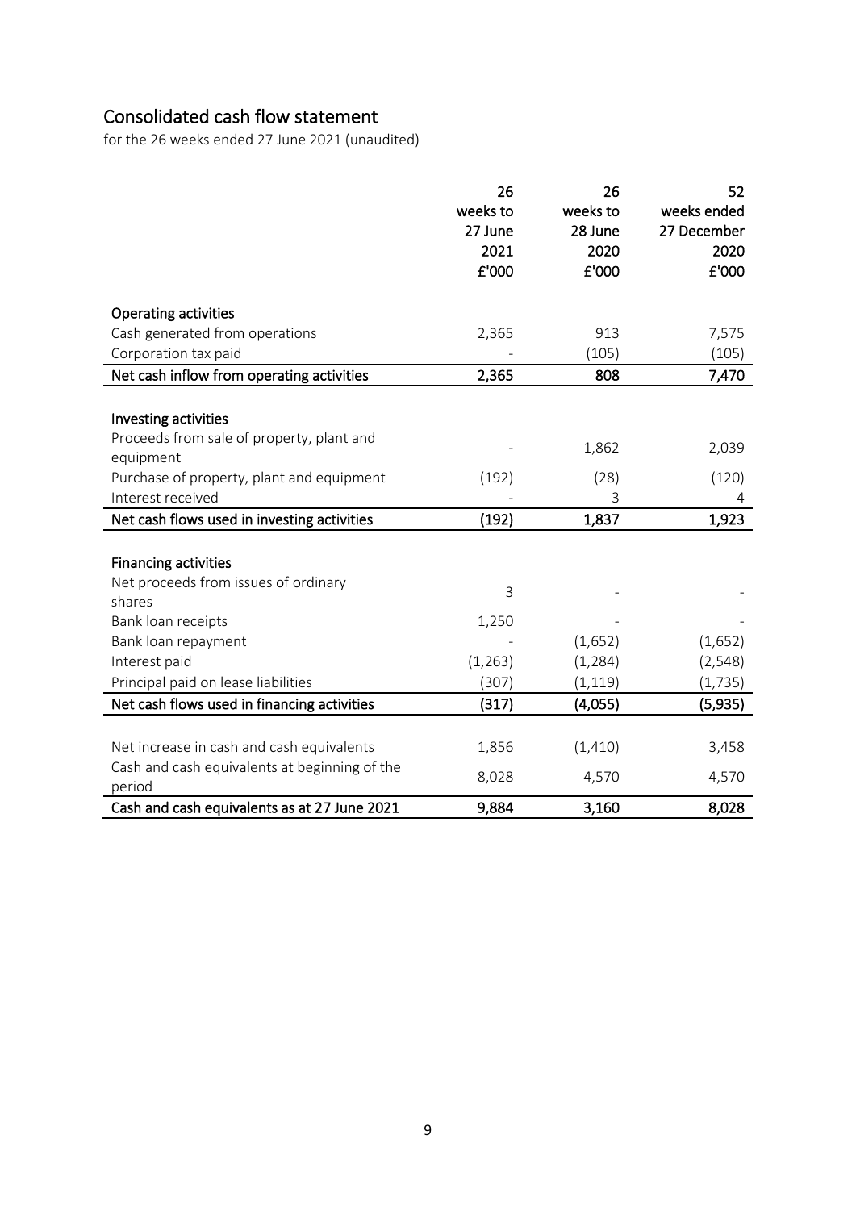# Consolidated cash flow statement

for the 26 weeks ended 27 June 2021 (unaudited)

| | 26 weeks to 27 June 2021 £'000 | 26 weeks to 28 June 2020 £'000 | 52 weeks ended 27 December 2020 £'000 |
|---|---|---|---|
| **Operating activities** | | | |
| Cash generated from operations | 2,365 | 913 | 7,575 |
| Corporation tax paid | - | (105) | (105) |
| **Net cash inflow from operating activities** | **2,365** | **808** | **7,470** |
| | | | |
| **Investing activities** | | | |
| Proceeds from sale of property, plant and equipment | - | 1,862 | 2,039 |
| Purchase of property, plant and equipment | (192) | (28) | (120) |
| Interest received | - | 3 | 4 |
| **Net cash flows used in investing activities** | **(192)** | **1,837** | **1,923** |
| | | | |
| **Financing activities** | | | |
| Net proceeds from issues of ordinary shares | 3 | - | - |
| Bank loan receipts | 1,250 | - | - |
| Bank loan repayment | - | (1,652) | (1,652) |
| Interest paid | (1,263) | (1,284) | (2,548) |
| Principal paid on lease liabilities | (307) | (1,119) | (1,735) |
| **Net cash flows used in financing activities** | **(317)** | **(4,055)** | **(5,935)** |
| | | | |
| Net increase in cash and cash equivalents | 1,856 | (1,410) | 3,458 |
| Cash and cash equivalents at beginning of the period | 8,028 | 4,570 | 4,570 |
| **Cash and cash equivalents as at 27 June 2021** | **9,884** | **3,160** | **8,028** |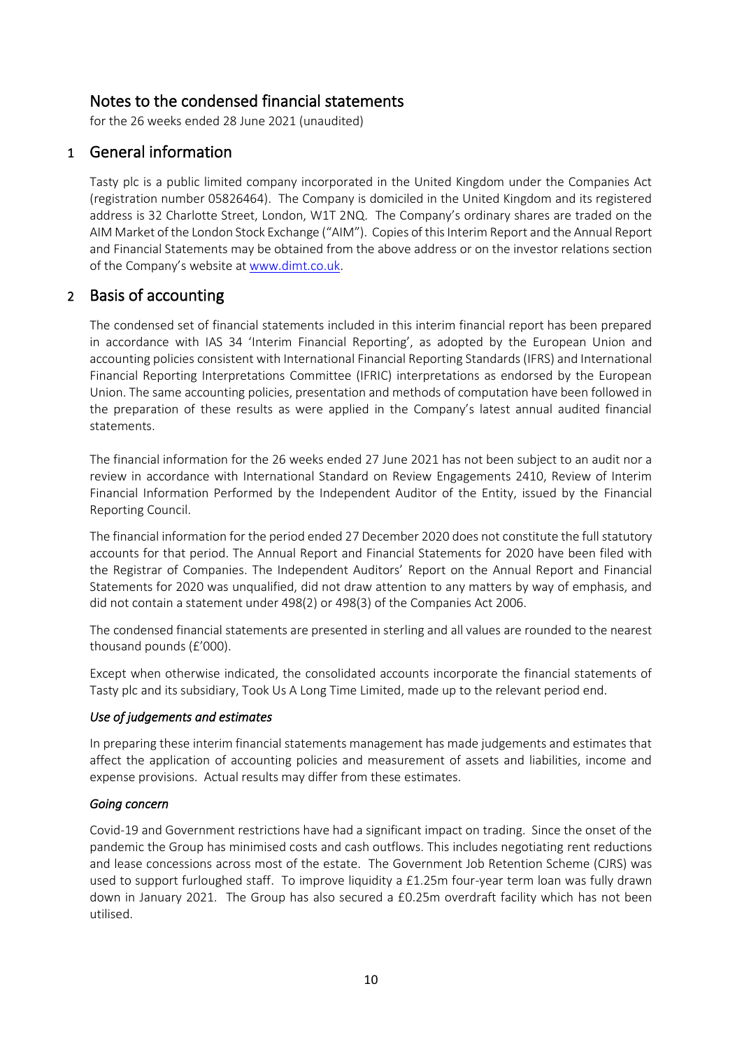# Notes to the condensed financial statements

for the 26 weeks ended 28 June 2021 (unaudited)

## 1 General information

Tasty plc is a public limited company incorporated in the United Kingdom under the Companies Act (registration number 05826464). The Company is domiciled in the United Kingdom and its registered address is 32 Charlotte Street, London, W1T 2NQ. The Company's ordinary shares are traded on the AIM Market of the London Stock Exchange ("AIM"). Copies of this Interim Report and the Annual Report and Financial Statements may be obtained from the above address or on the investor relations section of the Company's website at www.dimt.co.uk.

## 2 Basis of accounting

The condensed set of financial statements included in this interim financial report has been prepared in accordance with IAS 34 'Interim Financial Reporting', as adopted by the European Union and accounting policies consistent with International Financial Reporting Standards (IFRS) and International Financial Reporting Interpretations Committee (IFRIC) interpretations as endorsed by the European Union. The same accounting policies, presentation and methods of computation have been followed in the preparation of these results as were applied in the Company's latest annual audited financial statements.

The financial information for the 26 weeks ended 27 June 2021 has not been subject to an audit nor a review in accordance with International Standard on Review Engagements 2410, Review of Interim Financial Information Performed by the Independent Auditor of the Entity, issued by the Financial Reporting Council.

The financial information for the period ended 27 December 2020 does not constitute the full statutory accounts for that period. The Annual Report and Financial Statements for 2020 have been filed with the Registrar of Companies. The Independent Auditors' Report on the Annual Report and Financial Statements for 2020 was unqualified, did not draw attention to any matters by way of emphasis, and did not contain a statement under 498(2) or 498(3) of the Companies Act 2006.

The condensed financial statements are presented in sterling and all values are rounded to the nearest thousand pounds (£'000).

Except when otherwise indicated, the consolidated accounts incorporate the financial statements of Tasty plc and its subsidiary, Took Us A Long Time Limited, made up to the relevant period end.

### *Use of judgements and estimates*

In preparing these interim financial statements management has made judgements and estimates that affect the application of accounting policies and measurement of assets and liabilities, income and expense provisions. Actual results may differ from these estimates.

### *Going concern*

Covid-19 and Government restrictions have had a significant impact on trading. Since the onset of the pandemic the Group has minimised costs and cash outflows. This includes negotiating rent reductions and lease concessions across most of the estate. The Government Job Retention Scheme (CJRS) was used to support furloughed staff. To improve liquidity a £1.25m four-year term loan was fully drawn down in January 2021. The Group has also secured a £0.25m overdraft facility which has not been utilised.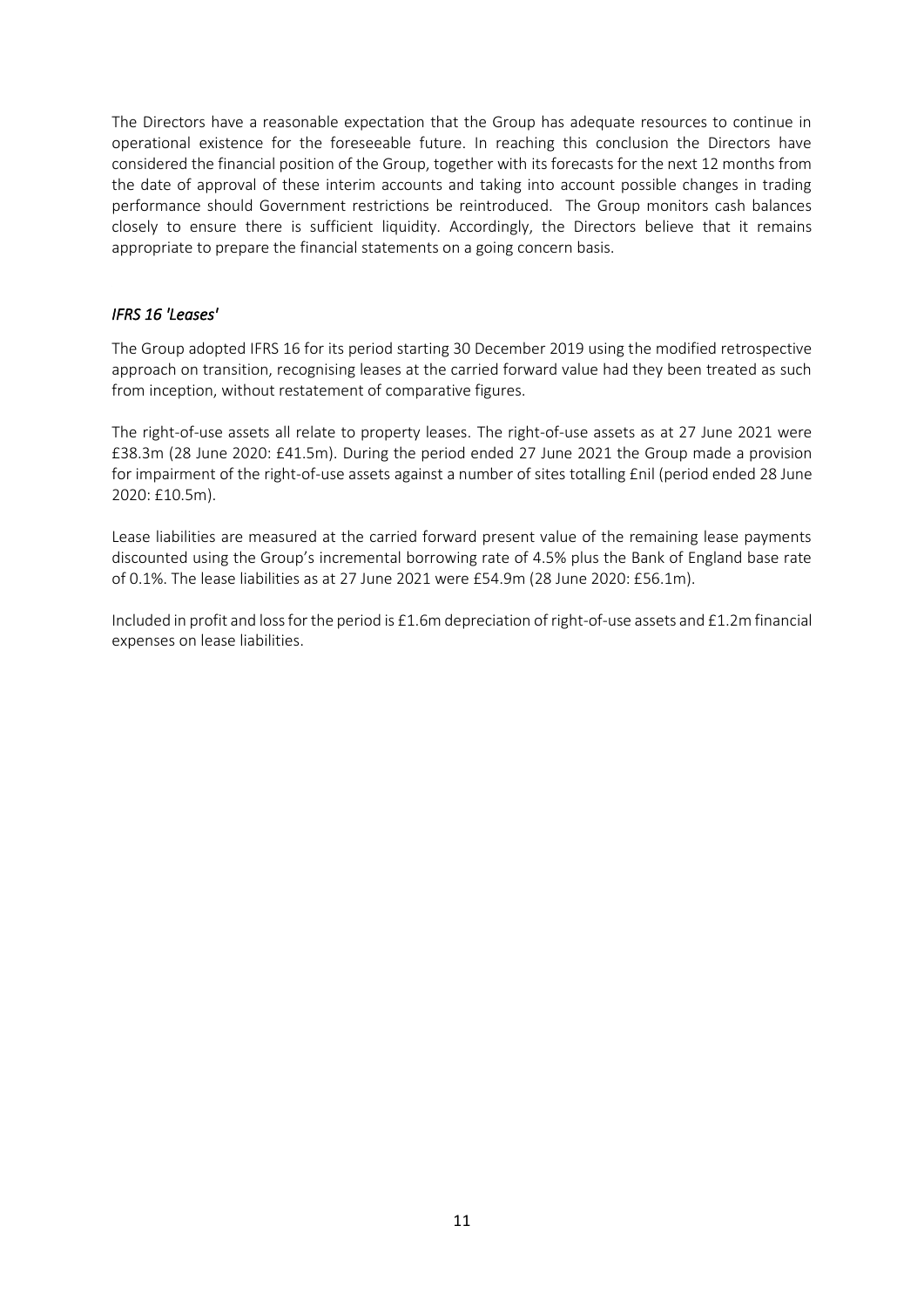The Directors have a reasonable expectation that the Group has adequate resources to continue in operational existence for the foreseeable future. In reaching this conclusion the Directors have considered the financial position of the Group, together with its forecasts for the next 12 months from the date of approval of these interim accounts and taking into account possible changes in trading performance should Government restrictions be reintroduced. The Group monitors cash balances closely to ensure there is sufficient liquidity. Accordingly, the Directors believe that it remains appropriate to prepare the financial statements on a going concern basis.

### *IFRS 16 'Leases'*

The Group adopted IFRS 16 for its period starting 30 December 2019 using the modified retrospective approach on transition, recognising leases at the carried forward value had they been treated as such from inception, without restatement of comparative figures.

The right-of-use assets all relate to property leases. The right-of-use assets as at 27 June 2021 were £38.3m (28 June 2020: £41.5m). During the period ended 27 June 2021 the Group made a provision for impairment of the right-of-use assets against a number of sites totalling £nil (period ended 28 June 2020: £10.5m).

Lease liabilities are measured at the carried forward present value of the remaining lease payments discounted using the Group's incremental borrowing rate of 4.5% plus the Bank of England base rate of 0.1%. The lease liabilities as at 27 June 2021 were £54.9m (28 June 2020: £56.1m).

Included in profit and loss for the period is £1.6m depreciation of right-of-use assets and £1.2m financial expenses on lease liabilities.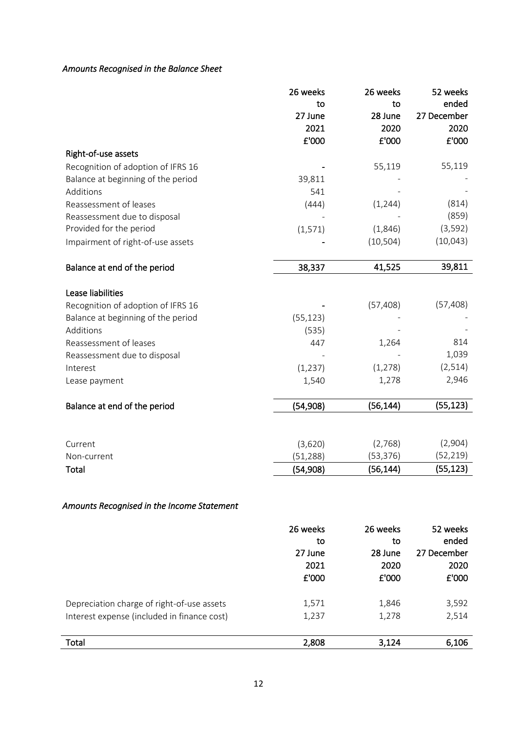*Amounts Recognised in the Balance Sheet*

| | 26 weeks to 27 June 2021 £'000 | 26 weeks to 28 June 2020 £'000 | 52 weeks ended 27 December 2020 £'000 |
|---|---|---|---|
| **Right-of-use assets** | | | |
| Recognition of adoption of IFRS 16 | - | 55,119 | 55,119 |
| Balance at beginning of the period | 39,811 | - | - |
| Additions | 541 | - | - |
| Reassessment of leases | (444) | (1,244) | (814) |
| Reassessment due to disposal | - | - | (859) |
| Provided for the period | (1,571) | (1,846) | (3,592) |
| Impairment of right-of-use assets | - | (10,504) | (10,043) |
| **Balance at end of the period** | **38,337** | **41,525** | **39,811** |
| **Lease liabilities** | | | |
| Recognition of adoption of IFRS 16 | - | (57,408) | (57,408) |
| Balance at beginning of the period | (55,123) | - | - |
| Additions | (535) | - | - |
| Reassessment of leases | 447 | 1,264 | 814 |
| Reassessment due to disposal | - | - | 1,039 |
| Interest | (1,237) | (1,278) | (2,514) |
| Lease payment | 1,540 | 1,278 | 2,946 |
| **Balance at end of the period** | **(54,908)** | **(56,144)** | **(55,123)** |
| Current | (3,620) | (2,768) | (2,904) |
| Non-current | (51,288) | (53,376) | (52,219) |
| **Total** | **(54,908)** | **(56,144)** | **(55,123)** |

*Amounts Recognised in the Income Statement*

| | 26 weeks to 27 June 2021 £'000 | 26 weeks to 28 June 2020 £'000 | 52 weeks ended 27 December 2020 £'000 |
|---|---|---|---|
| Depreciation charge of right-of-use assets | 1,571 | 1,846 | 3,592 |
| Interest expense (included in finance cost) | 1,237 | 1,278 | 2,514 |
| **Total** | **2,808** | **3,124** | **6,106** |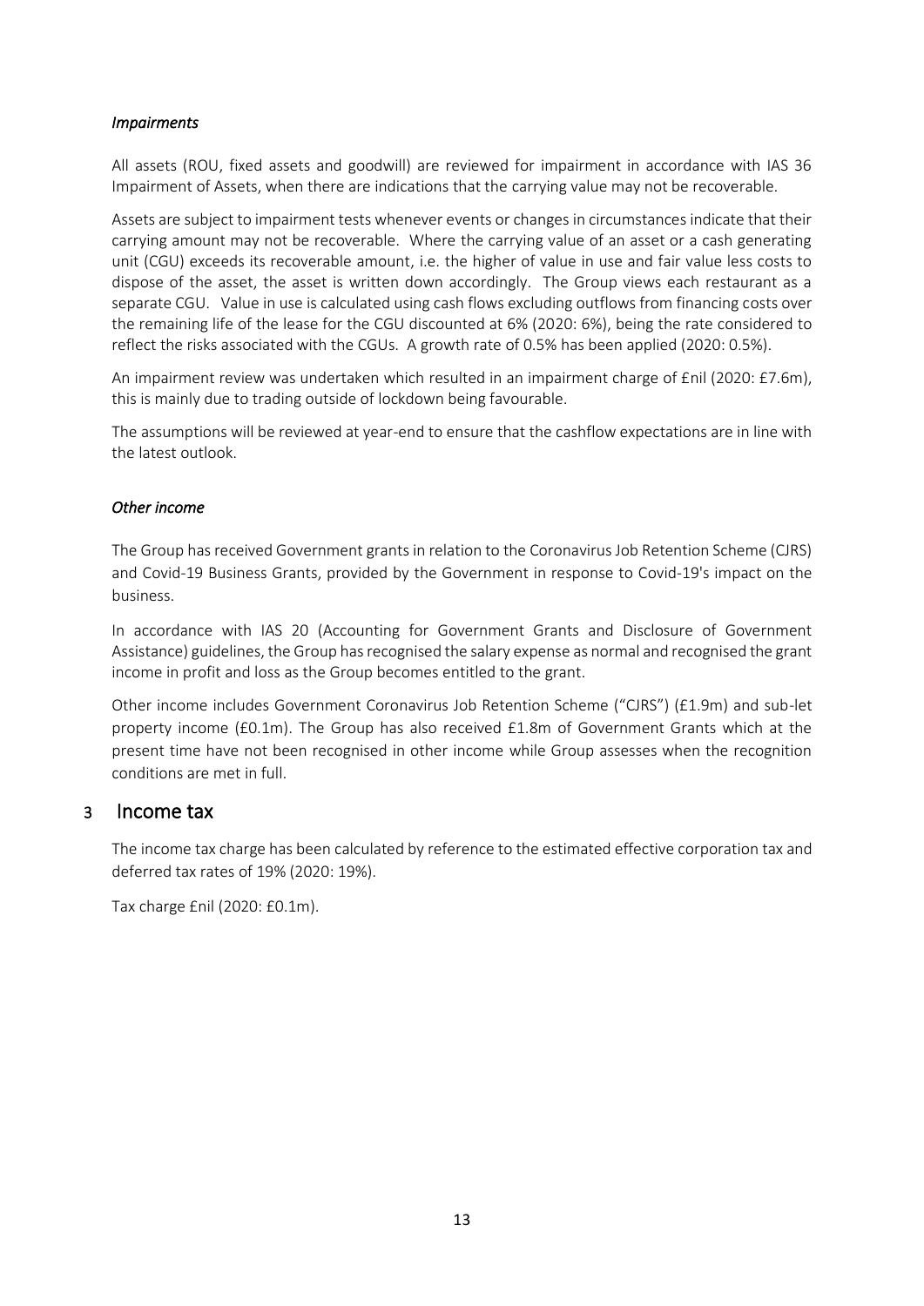### *Impairments*

All assets (ROU, fixed assets and goodwill) are reviewed for impairment in accordance with IAS 36 Impairment of Assets, when there are indications that the carrying value may not be recoverable.

Assets are subject to impairment tests whenever events or changes in circumstances indicate that their carrying amount may not be recoverable. Where the carrying value of an asset or a cash generating unit (CGU) exceeds its recoverable amount, i.e. the higher of value in use and fair value less costs to dispose of the asset, the asset is written down accordingly. The Group views each restaurant as a separate CGU. Value in use is calculated using cash flows excluding outflows from financing costs over the remaining life of the lease for the CGU discounted at 6% (2020: 6%), being the rate considered to reflect the risks associated with the CGUs. A growth rate of 0.5% has been applied (2020: 0.5%).

An impairment review was undertaken which resulted in an impairment charge of £nil (2020: £7.6m), this is mainly due to trading outside of lockdown being favourable.

The assumptions will be reviewed at year-end to ensure that the cashflow expectations are in line with the latest outlook.

### *Other income*

The Group has received Government grants in relation to the Coronavirus Job Retention Scheme (CJRS) and Covid-19 Business Grants, provided by the Government in response to Covid-19's impact on the business.

In accordance with IAS 20 (Accounting for Government Grants and Disclosure of Government Assistance) guidelines, the Group has recognised the salary expense as normal and recognised the grant income in profit and loss as the Group becomes entitled to the grant.

Other income includes Government Coronavirus Job Retention Scheme ("CJRS") (£1.9m) and sub-let property income (£0.1m). The Group has also received £1.8m of Government Grants which at the present time have not been recognised in other income while Group assesses when the recognition conditions are met in full.

## 3 Income tax

The income tax charge has been calculated by reference to the estimated effective corporation tax and deferred tax rates of 19% (2020: 19%).

Tax charge £nil (2020: £0.1m).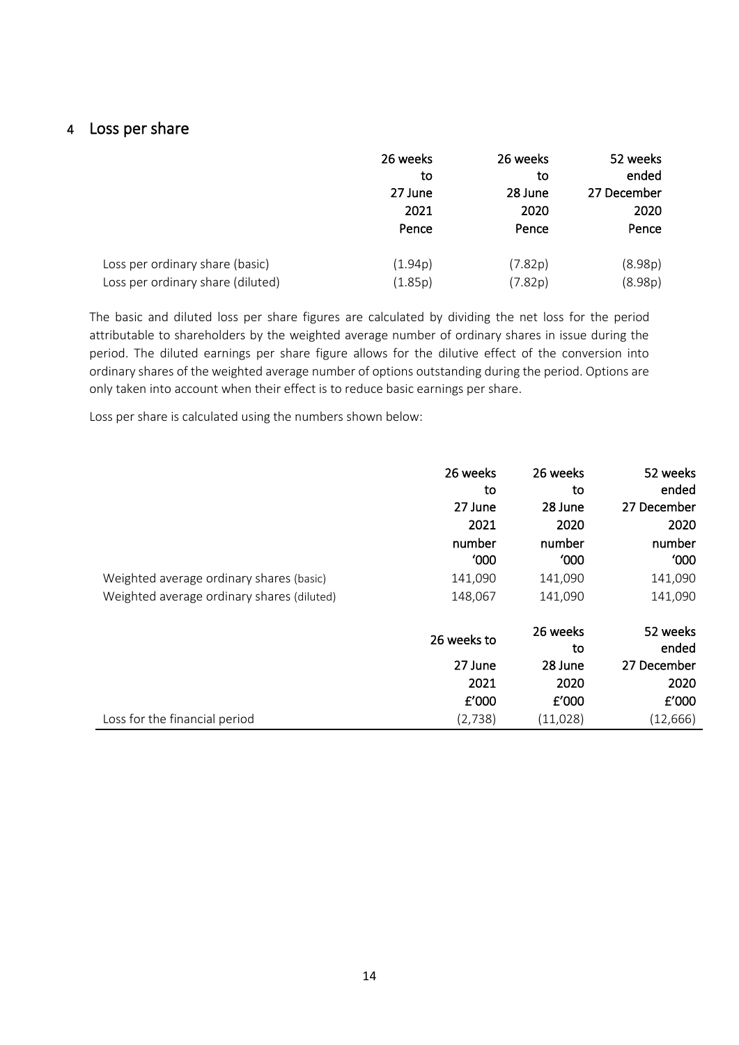## 4 Loss per share

| | 26 weeks to 27 June 2021 Pence | 26 weeks to 28 June 2020 Pence | 52 weeks ended 27 December 2020 Pence |
|---|---|---|---|
| Loss per ordinary share (basic) | (1.94p) | (7.82p) | (8.98p) |
| Loss per ordinary share (diluted) | (1.85p) | (7.82p) | (8.98p) |

The basic and diluted loss per share figures are calculated by dividing the net loss for the period attributable to shareholders by the weighted average number of ordinary shares in issue during the period. The diluted earnings per share figure allows for the dilutive effect of the conversion into ordinary shares of the weighted average number of options outstanding during the period. Options are only taken into account when their effect is to reduce basic earnings per share.

Loss per share is calculated using the numbers shown below:

| | 26 weeks to 27 June 2021 number '000 | 26 weeks to 28 June 2020 number '000 | 52 weeks ended 27 December 2020 number '000 |
|---|---|---|---|
| Weighted average ordinary shares (basic) | 141,090 | 141,090 | 141,090 |
| Weighted average ordinary shares (diluted) | 148,067 | 141,090 | 141,090 |

| | 26 weeks to 27 June 2021 £'000 | 26 weeks to 28 June 2020 £'000 | 52 weeks ended 27 December 2020 £'000 |
|---|---|---|---|
| Loss for the financial period | (2,738) | (11,028) | (12,666) |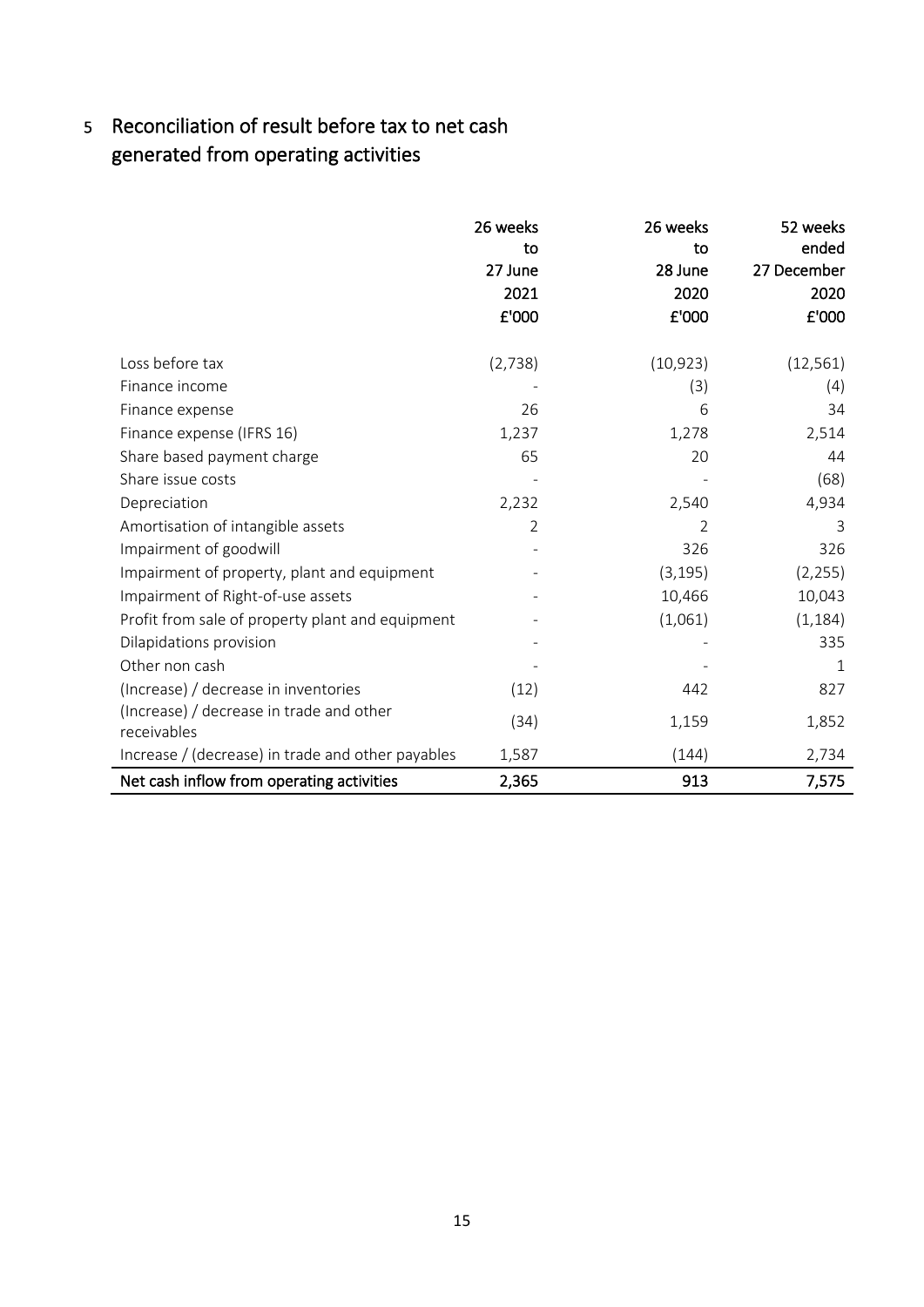## 5 Reconciliation of result before tax to net cash generated from operating activities

| | 26 weeks to 27 June 2021 £'000 | 26 weeks to 28 June 2020 £'000 | 52 weeks ended 27 December 2020 £'000 |
|---|---|---|---|
| Loss before tax | (2,738) | (10,923) | (12,561) |
| Finance income | - | (3) | (4) |
| Finance expense | 26 | 6 | 34 |
| Finance expense (IFRS 16) | 1,237 | 1,278 | 2,514 |
| Share based payment charge | 65 | 20 | 44 |
| Share issue costs | - | - | (68) |
| Depreciation | 2,232 | 2,540 | 4,934 |
| Amortisation of intangible assets | 2 | 2 | 3 |
| Impairment of goodwill | - | 326 | 326 |
| Impairment of property, plant and equipment | - | (3,195) | (2,255) |
| Impairment of Right-of-use assets | - | 10,466 | 10,043 |
| Profit from sale of property plant and equipment | - | (1,061) | (1,184) |
| Dilapidations provision | - | - | 335 |
| Other non cash | - | - | 1 |
| (Increase) / decrease in inventories | (12) | 442 | 827 |
| (Increase) / decrease in trade and other receivables | (34) | 1,159 | 1,852 |
| Increase / (decrease) in trade and other payables | 1,587 | (144) | 2,734 |
| **Net cash inflow from operating activities** | **2,365** | **913** | **7,575** |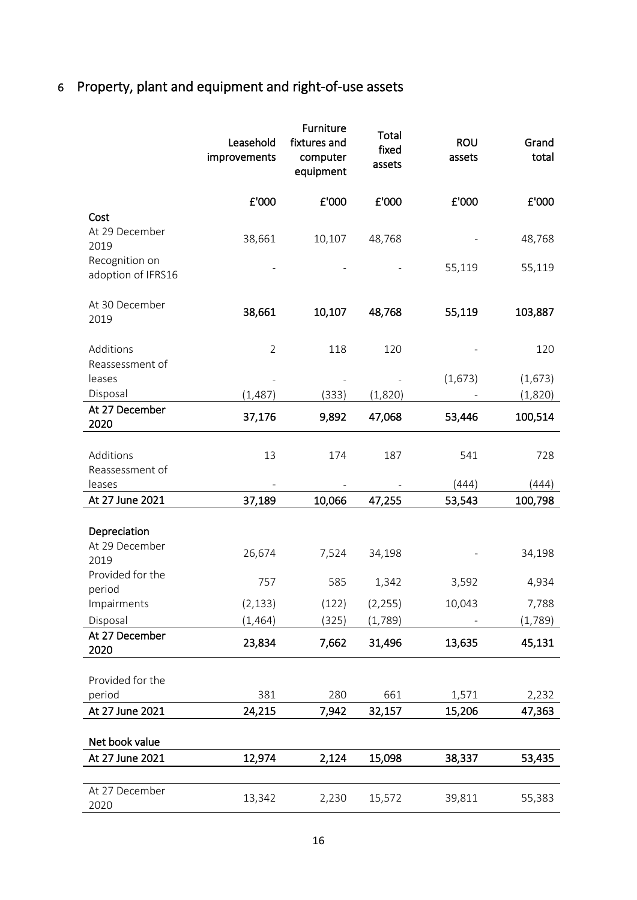## 6 Property, plant and equipment and right-of-use assets

| | Leasehold improvements | Furniture fixtures and computer equipment | Total fixed assets | ROU assets | Grand total |
|---|---|---|---|---|---|
| | £'000 | £'000 | £'000 | £'000 | £'000 |
| **Cost** | | | | | |
| At 29 December 2019 | 38,661 | 10,107 | 48,768 | - | 48,768 |
| Recognition on adoption of IFRS16 | - | - | - | 55,119 | 55,119 |
| At 30 December 2019 | **38,661** | **10,107** | **48,768** | **55,119** | **103,887** |
| Additions | 2 | 118 | 120 | - | 120 |
| Reassessment of leases | - | - | - | (1,673) | (1,673) |
| Disposal | (1,487) | (333) | (1,820) | - | (1,820) |
| **At 27 December 2020** | **37,176** | **9,892** | **47,068** | **53,446** | **100,514** |
| Additions | 13 | 174 | 187 | 541 | 728 |
| Reassessment of leases | - | - | - | (444) | (444) |
| **At 27 June 2021** | **37,189** | **10,066** | **47,255** | **53,543** | **100,798** |
| **Depreciation** | | | | | |
| At 29 December 2019 | 26,674 | 7,524 | 34,198 | - | 34,198 |
| Provided for the period | 757 | 585 | 1,342 | 3,592 | 4,934 |
| Impairments | (2,133) | (122) | (2,255) | 10,043 | 7,788 |
| Disposal | (1,464) | (325) | (1,789) | - | (1,789) |
| **At 27 December 2020** | **23,834** | **7,662** | **31,496** | **13,635** | **45,131** |
| Provided for the period | 381 | 280 | 661 | 1,571 | 2,232 |
| **At 27 June 2021** | **24,215** | **7,942** | **32,157** | **15,206** | **47,363** |
| **Net book value** | | | | | |
| **At 27 June 2021** | **12,974** | **2,124** | **15,098** | **38,337** | **53,435** |
| At 27 December 2020 | 13,342 | 2,230 | 15,572 | 39,811 | 55,383 |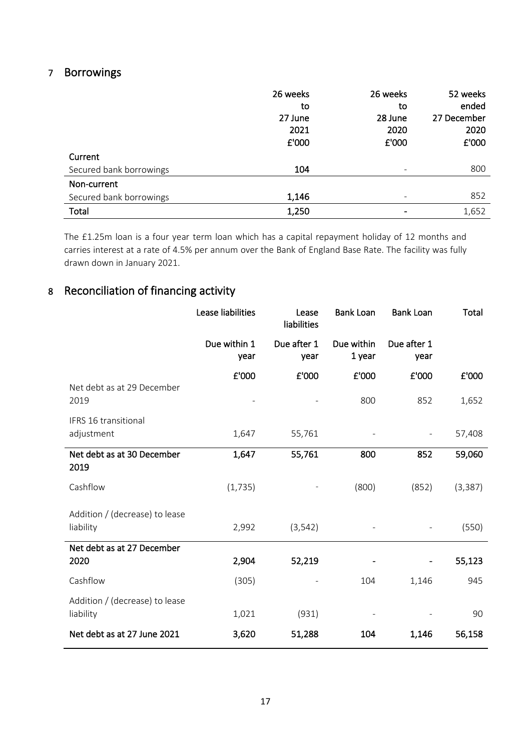## 7 Borrowings

| | 26 weeks to 27 June 2021 £'000 | 26 weeks to 28 June 2020 £'000 | 52 weeks ended 27 December 2020 £'000 |
|---|---|---|---|
| **Current** | | | |
| Secured bank borrowings | **104** | - | 800 |
| **Non-current** | | | |
| Secured bank borrowings | **1,146** | - | 852 |
| **Total** | **1,250** | **-** | 1,652 |

The £1.25m loan is a four year term loan which has a capital repayment holiday of 12 months and carries interest at a rate of 4.5% per annum over the Bank of England Base Rate. The facility was fully drawn down in January 2021.

## 8 Reconciliation of financing activity

| | Lease liabilities | Lease liabilities | Bank Loan | Bank Loan | Total |
|---|---|---|---|---|---|
| | Due within 1 year | Due after 1 year | Due within 1 year | Due after 1 year | |
| | £'000 | £'000 | £'000 | £'000 | £'000 |
| Net debt as at 29 December 2019 | - | - | 800 | 852 | 1,652 |
| IFRS 16 transitional adjustment | 1,647 | 55,761 | - | - | 57,408 |
| **Net debt as at 30 December 2019** | **1,647** | **55,761** | **800** | **852** | **59,060** |
| Cashflow | (1,735) | - | (800) | (852) | (3,387) |
| Addition / (decrease) to lease liability | 2,992 | (3,542) | - | - | (550) |
| **Net debt as at 27 December 2020** | **2,904** | **52,219** | **-** | **-** | **55,123** |
| Cashflow | (305) | - | 104 | 1,146 | 945 |
| Addition / (decrease) to lease liability | 1,021 | (931) | - | - | 90 |
| **Net debt as at 27 June 2021** | **3,620** | **51,288** | **104** | **1,146** | **56,158** |